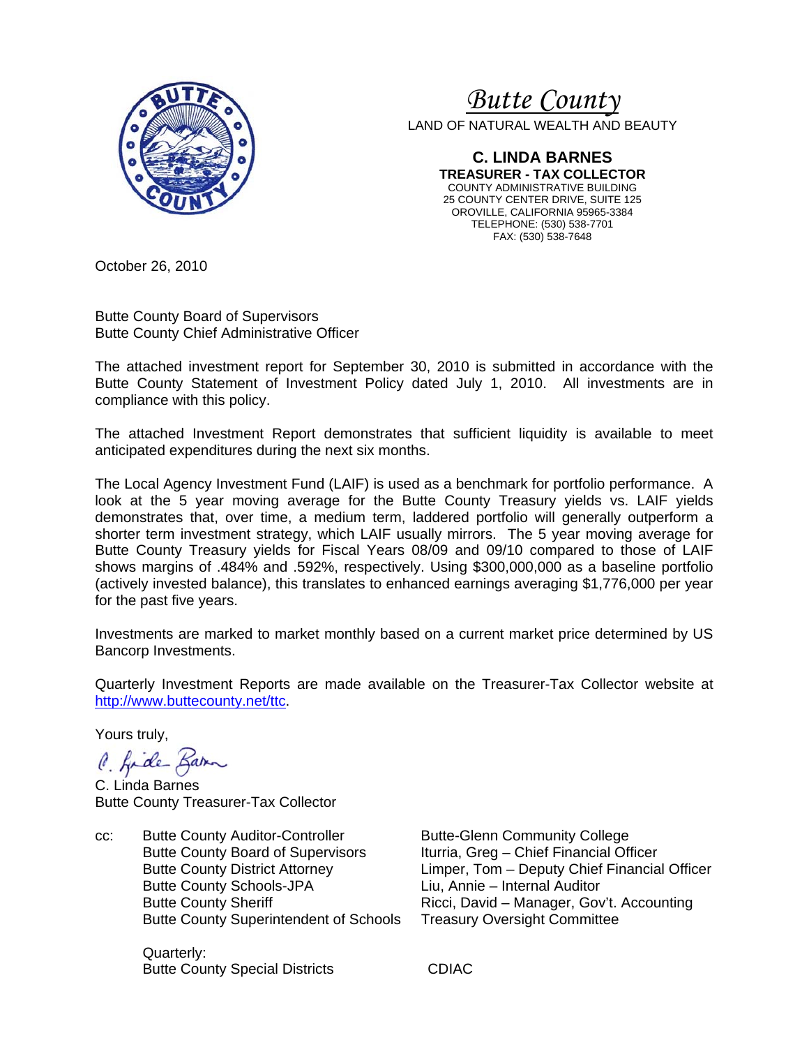# *Butte County*

LAND OF NATURAL WEALTH AND BEAUTY

**C. LINDA BARNES**
**TREASURER - TAX COLLECTOR**
COUNTY ADMINISTRATIVE BUILDING
25 COUNTY CENTER DRIVE, SUITE 125
OROVILLE, CALIFORNIA 95965-3384
TELEPHONE: (530) 538-7701
FAX: (530) 538-7648

October 26, 2010

Butte County Board of Supervisors
Butte County Chief Administrative Officer

The attached investment report for September 30, 2010 is submitted in accordance with the Butte County Statement of Investment Policy dated July 1, 2010. All investments are in compliance with this policy.

The attached Investment Report demonstrates that sufficient liquidity is available to meet anticipated expenditures during the next six months.

The Local Agency Investment Fund (LAIF) is used as a benchmark for portfolio performance. A look at the 5 year moving average for the Butte County Treasury yields vs. LAIF yields demonstrates that, over time, a medium term, laddered portfolio will generally outperform a shorter term investment strategy, which LAIF usually mirrors. The 5 year moving average for Butte County Treasury yields for Fiscal Years 08/09 and 09/10 compared to those of LAIF shows margins of .484% and .592%, respectively. Using $300,000,000 as a baseline portfolio (actively invested balance), this translates to enhanced earnings averaging $1,776,000 per year for the past five years.

Investments are marked to market monthly based on a current market price determined by US Bancorp Investments.

Quarterly Investment Reports are made available on the Treasurer-Tax Collector website at http://www.buttecounty.net/ttc.

Yours truly,

C. Linda Barnes
Butte County Treasurer-Tax Collector

cc:
- Butte County Auditor-Controller
- Butte County Board of Supervisors
- Butte County District Attorney
- Butte County Schools-JPA
- Butte County Sheriff
- Butte County Superintendent of Schools
- Butte-Glenn Community College
- Iturria, Greg – Chief Financial Officer
- Limper, Tom – Deputy Chief Financial Officer
- Liu, Annie – Internal Auditor
- Ricci, David – Manager, Gov't. Accounting
- Treasury Oversight Committee

Quarterly:
- Butte County Special Districts
- CDIAC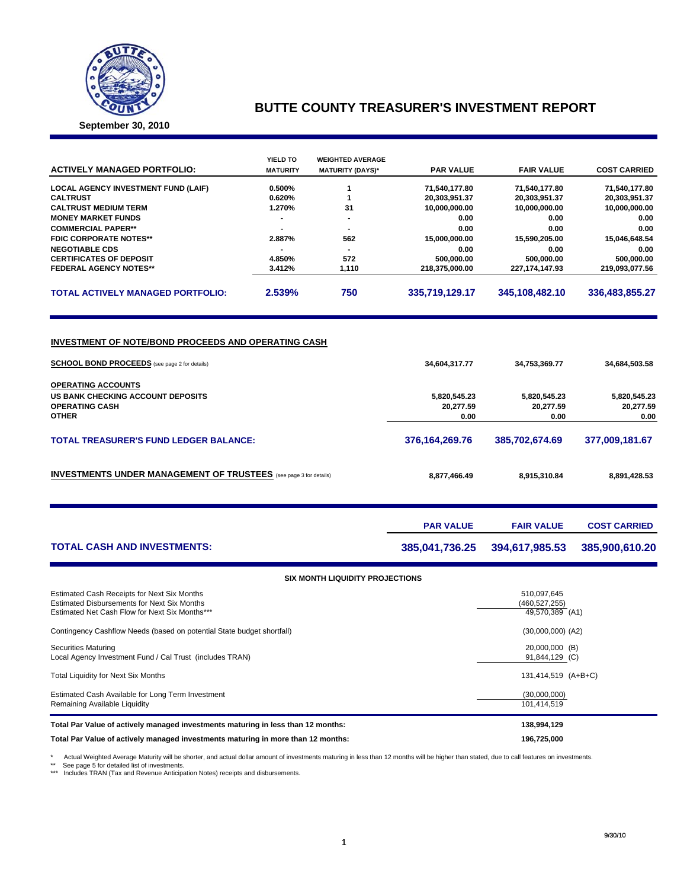# BUTTE COUNTY TREASURER'S INVESTMENT REPORT

**September 30, 2010**

| ACTIVELY MANAGED PORTFOLIO: | YIELD TO MATURITY | WEIGHTED AVERAGE MATURITY (DAYS)* | PAR VALUE | FAIR VALUE | COST CARRIED |
|---|---|---|---|---|---|
| LOCAL AGENCY INVESTMENT FUND (LAIF) | 0.500% | 1 | 71,540,177.80 | 71,540,177.80 | 71,540,177.80 |
| CALTRUST | 0.620% | 1 | 20,303,951.37 | 20,303,951.37 | 20,303,951.37 |
| CALTRUST MEDIUM TERM | 1.270% | 31 | 10,000,000.00 | 10,000,000.00 | 10,000,000.00 |
| MONEY MARKET FUNDS | - | - | 0.00 | 0.00 | 0.00 |
| COMMERCIAL PAPER** | - | - | 0.00 | 0.00 | 0.00 |
| FDIC CORPORATE NOTES** | 2.887% | 562 | 15,000,000.00 | 15,590,205.00 | 15,046,648.54 |
| NEGOTIABLE CDS | - | - | 0.00 | 0.00 | 0.00 |
| CERTIFICATES OF DEPOSIT | 4.850% | 572 | 500,000.00 | 500,000.00 | 500,000.00 |
| FEDERAL AGENCY NOTES** | 3.412% | 1,110 | 218,375,000.00 | 227,174,147.93 | 219,093,077.56 |
| **TOTAL ACTIVELY MANAGED PORTFOLIO:** | **2.539%** | **750** | **335,719,129.17** | **345,108,482.10** | **336,483,855.27** |

## INVESTMENT OF NOTE/BOND PROCEEDS AND OPERATING CASH

| | PAR VALUE | FAIR VALUE | COST CARRIED |
|---|---|---|---|
| **SCHOOL BOND PROCEEDS** (see page 2 for details) | 34,604,317.77 | 34,753,369.77 | 34,684,503.58 |
| **OPERATING ACCOUNTS** | | | |
| US BANK CHECKING ACCOUNT DEPOSITS | 5,820,545.23 | 5,820,545.23 | 5,820,545.23 |
| OPERATING CASH | 20,277.59 | 20,277.59 | 20,277.59 |
| OTHER | 0.00 | 0.00 | 0.00 |
| **TOTAL TREASURER'S FUND LEDGER BALANCE:** | **376,164,269.76** | **385,702,674.69** | **377,009,181.67** |
| **INVESTMENTS UNDER MANAGEMENT OF TRUSTEES** (see page 3 for details) | 8,877,466.49 | 8,915,310.84 | 8,891,428.53 |

| | PAR VALUE | FAIR VALUE | COST CARRIED |
|---|---|---|---|
| **TOTAL CASH AND INVESTMENTS:** | **385,041,736.25** | **394,617,985.53** | **385,900,610.20** |

### SIX MONTH LIQUIDITY PROJECTIONS

| | |
|---|---|
| Estimated Cash Receipts for Next Six Months | 510,097,645 |
| Estimated Disbursements for Next Six Months | (460,527,255) |
| Estimated Net Cash Flow for Next Six Months*** | 49,570,389 (A1) |
| Contingency Cashflow Needs (based on potential State budget shortfall) | (30,000,000) (A2) |
| Securities Maturing | 20,000,000 (B) |
| Local Agency Investment Fund / Cal Trust (includes TRAN) | 91,844,129 (C) |
| Total Liquidity for Next Six Months | 131,414,519 (A+B+C) |
| Estimated Cash Available for Long Term Investment | (30,000,000) |
| Remaining Available Liquidity | 101,414,519 |
| **Total Par Value of actively managed investments maturing in less than 12 months:** | **138,994,129** |
| **Total Par Value of actively managed investments maturing in more than 12 months:** | **196,725,000** |

\* Actual Weighted Average Maturity will be shorter, and actual dollar amount of investments maturing in less than 12 months will be higher than stated, due to call features on investments.
** See page 5 for detailed list of investments.
*** Includes TRAN (Tax and Revenue Anticipation Notes) receipts and disbursements.

9/30/10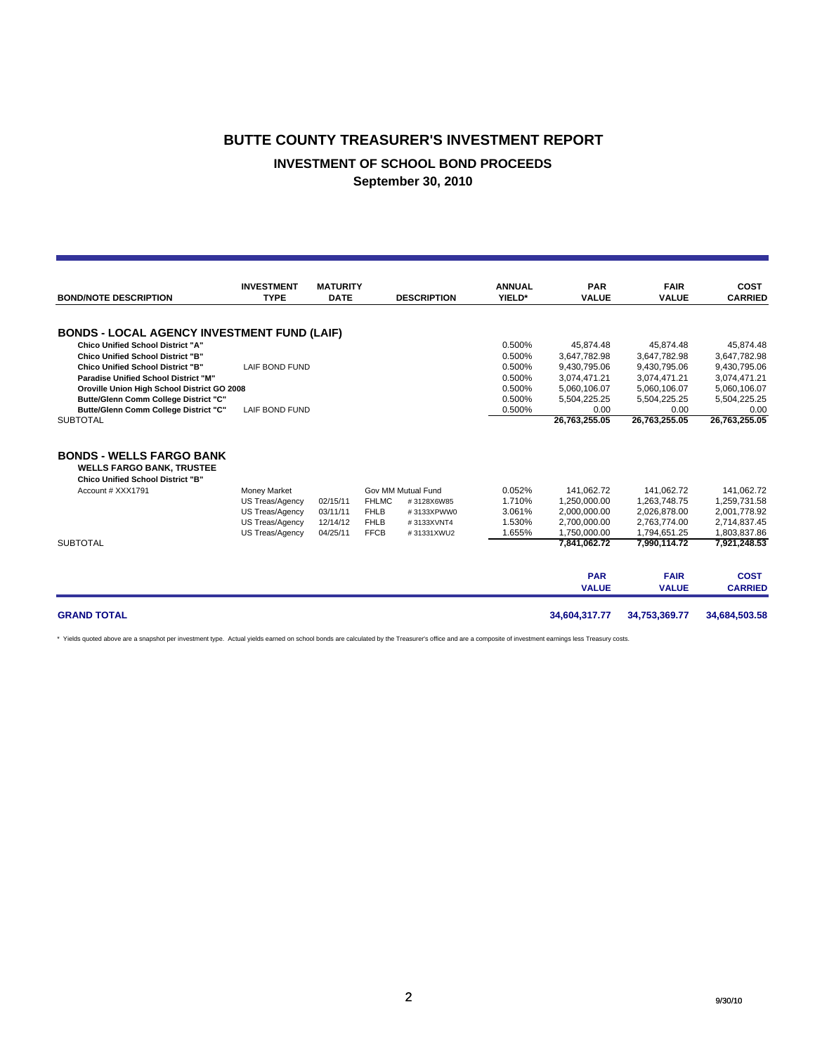# BUTTE COUNTY TREASURER'S INVESTMENT REPORT

## INVESTMENT OF SCHOOL BOND PROCEEDS

### September 30, 2010

| BOND/NOTE DESCRIPTION | INVESTMENT TYPE | MATURITY DATE | DESCRIPTION | | ANNUAL YIELD* | PAR VALUE | FAIR VALUE | COST CARRIED |
|---|---|---|---|---|---|---|---|---|
| **BONDS - LOCAL AGENCY INVESTMENT FUND (LAIF)** | | | | | | | | |
| **Chico Unified School District "A"** | | | | | 0.500% | 45,874.48 | 45,874.48 | 45,874.48 |
| **Chico Unified School District "B"** | | | | | 0.500% | 3,647,782.98 | 3,647,782.98 | 3,647,782.98 |
| **Chico Unified School District "B"** | LAIF BOND FUND | | | | 0.500% | 9,430,795.06 | 9,430,795.06 | 9,430,795.06 |
| **Paradise Unified School District "M"** | | | | | 0.500% | 3,074,471.21 | 3,074,471.21 | 3,074,471.21 |
| **Oroville Union High School District GO 2008** | | | | | 0.500% | 5,060,106.07 | 5,060,106.07 | 5,060,106.07 |
| **Butte/Glenn Comm College District "C"** | | | | | 0.500% | 5,504,225.25 | 5,504,225.25 | 5,504,225.25 |
| **Butte/Glenn Comm College District "C"** | LAIF BOND FUND | | | | 0.500% | 0.00 | 0.00 | 0.00 |
| SUBTOTAL | | | | | | **26,763,255.05** | **26,763,255.05** | **26,763,255.05** |
| **BONDS - WELLS FARGO BANK** | | | | | | | | |
| **WELLS FARGO BANK, TRUSTEE** | | | | | | | | |
| **Chico Unified School District "B"** | | | | | | | | |
| Account # XXX1791 | Money Market | | Gov MM Mutual Fund | | 0.052% | 141,062.72 | 141,062.72 | 141,062.72 |
| | US Treas/Agency | 02/15/11 | FHLMC | # 3128X6W85 | 1.710% | 1,250,000.00 | 1,263,748.75 | 1,259,731.58 |
| | US Treas/Agency | 03/11/11 | FHLB | # 3133XPWW0 | 3.061% | 2,000,000.00 | 2,026,878.00 | 2,001,778.92 |
| | US Treas/Agency | 12/14/12 | FHLB | # 3133XVNT4 | 1.530% | 2,700,000.00 | 2,763,774.00 | 2,714,837.45 |
| | US Treas/Agency | 04/25/11 | FFCB | # 31331XWU2 | 1.655% | 1,750,000.00 | 1,794,651.25 | 1,803,837.86 |
| SUBTOTAL | | | | | | **7,841,062.72** | **7,990,114.72** | **7,921,248.53** |
| | | | | | | **PAR VALUE** | **FAIR VALUE** | **COST CARRIED** |
| **GRAND TOTAL** | | | | | | **34,604,317.77** | **34,753,369.77** | **34,684,503.58** |

\* Yields quoted above are a snapshot per investment type. Actual yields earned on school bonds are calculated by the Treasurer's office and are a composite of investment earnings less Treasury costs.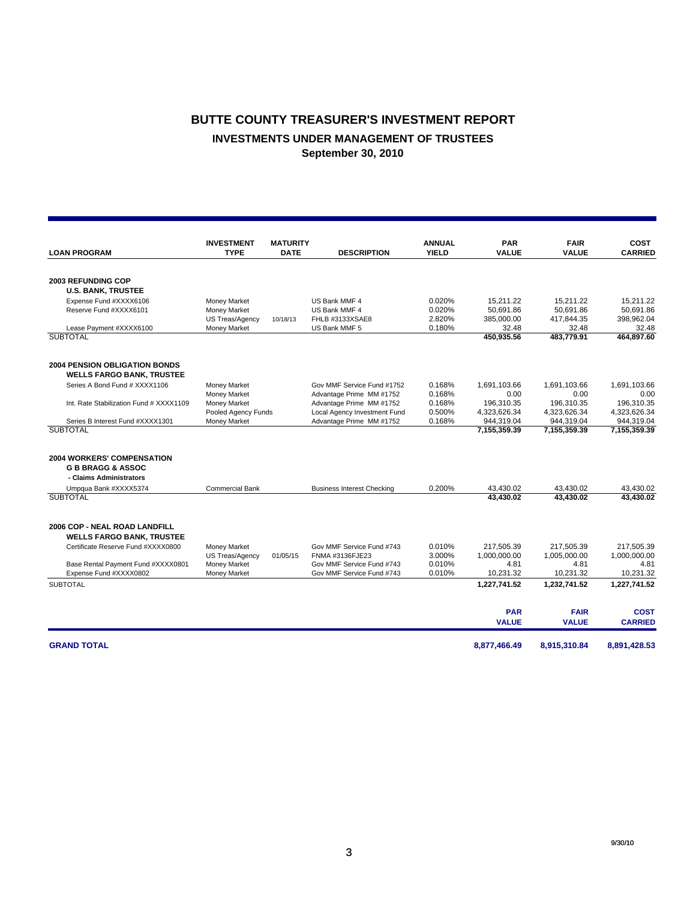# BUTTE COUNTY TREASURER'S INVESTMENT REPORT

## INVESTMENTS UNDER MANAGEMENT OF TRUSTEES

### September 30, 2010

| LOAN PROGRAM | INVESTMENT TYPE | MATURITY DATE | DESCRIPTION | ANNUAL YIELD | PAR VALUE | FAIR VALUE | COST CARRIED |
|---|---|---|---|---|---|---|---|
| **2003 REFUNDING COP** | | | | | | | |
| **U.S. BANK, TRUSTEE** | | | | | | | |
| Expense Fund #XXXX6106 | Money Market | | US Bank MMF 4 | 0.020% | 15,211.22 | 15,211.22 | 15,211.22 |
| Reserve Fund #XXXX6101 | Money Market | | US Bank MMF 4 | 0.020% | 50,691.86 | 50,691.86 | 50,691.86 |
| | US Treas/Agency | 10/18/13 | FHLB #3133XSAE8 | 2.820% | 385,000.00 | 417,844.35 | 398,962.04 |
| Lease Payment #XXXX6100 | Money Market | | US Bank MMF 5 | 0.180% | 32.48 | 32.48 | 32.48 |
| SUBTOTAL | | | | | **450,935.56** | **483,779.91** | **464,897.60** |
| **2004 PENSION OBLIGATION BONDS** | | | | | | | |
| **WELLS FARGO BANK, TRUSTEE** | | | | | | | |
| Series A Bond Fund # XXXX1106 | Money Market | | Gov MMF Service Fund #1752 | 0.168% | 1,691,103.66 | 1,691,103.66 | 1,691,103.66 |
| | Money Market | | Advantage Prime MM #1752 | 0.168% | 0.00 | 0.00 | 0.00 |
| Int. Rate Stabilization Fund # XXXX1109 | Money Market | | Advantage Prime MM #1752 | 0.168% | 196,310.35 | 196,310.35 | 196,310.35 |
| | Pooled Agency Funds | | Local Agency Investment Fund | 0.500% | 4,323,626.34 | 4,323,626.34 | 4,323,626.34 |
| Series B Interest Fund #XXXX1301 | Money Market | | Advantage Prime MM #1752 | 0.168% | 944,319.04 | 944,319.04 | 944,319.04 |
| SUBTOTAL | | | | | **7,155,359.39** | **7,155,359.39** | **7,155,359.39** |
| **2004 WORKERS' COMPENSATION** | | | | | | | |
| **G B BRAGG & ASSOC** | | | | | | | |
| **- Claims Administrators** | | | | | | | |
| Umpqua Bank #XXXX5374 | Commercial Bank | | Business Interest Checking | 0.200% | 43,430.02 | 43,430.02 | 43,430.02 |
| SUBTOTAL | | | | | **43,430.02** | **43,430.02** | **43,430.02** |
| **2006 COP - NEAL ROAD LANDFILL** | | | | | | | |
| **WELLS FARGO BANK, TRUSTEE** | | | | | | | |
| Certificate Reserve Fund #XXXX0800 | Money Market | | Gov MMF Service Fund #743 | 0.010% | 217,505.39 | 217,505.39 | 217,505.39 |
| | US Treas/Agency | 01/05/15 | FNMA #3136FJE23 | 3.000% | 1,000,000.00 | 1,005,000.00 | 1,000,000.00 |
| Base Rental Payment Fund #XXXX0801 | Money Market | | Gov MMF Service Fund #743 | 0.010% | 4.81 | 4.81 | 4.81 |
| Expense Fund #XXXX0802 | Money Market | | Gov MMF Service Fund #743 | 0.010% | 10,231.32 | 10,231.32 | 10,231.32 |
| SUBTOTAL | | | | | **1,227,741.52** | **1,232,741.52** | **1,227,741.52** |
| | | | | | **PAR VALUE** | **FAIR VALUE** | **COST CARRIED** |
| **GRAND TOTAL** | | | | | **8,877,466.49** | **8,915,310.84** | **8,891,428.53** |

9/30/10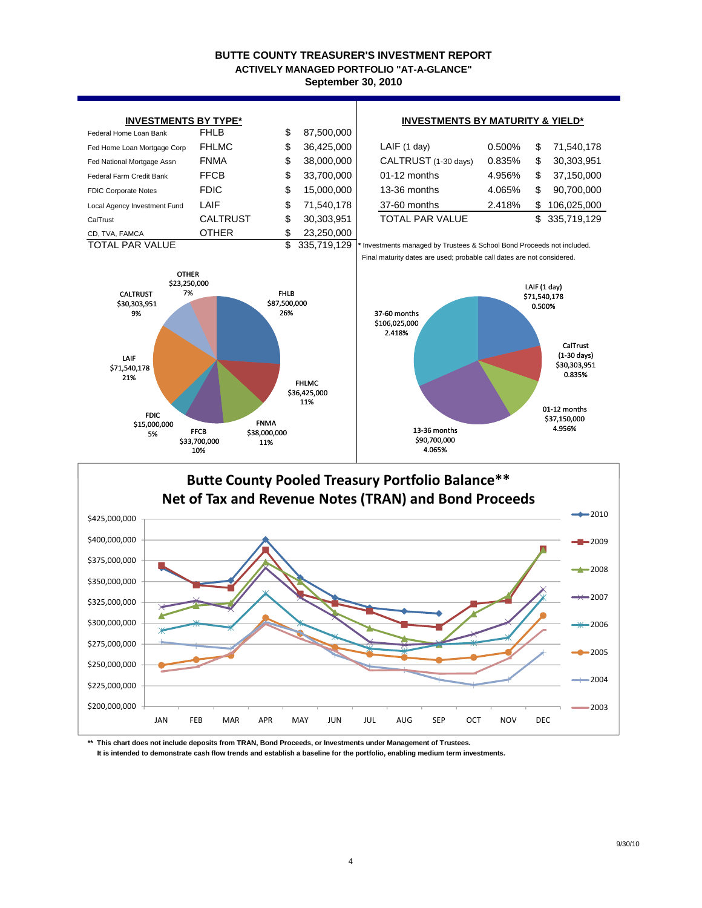# BUTTE COUNTY TREASURER'S INVESTMENT REPORT

## ACTIVELY MANAGED PORTFOLIO "AT-A-GLANCE"

### September 30, 2010

**INVESTMENTS BY TYPE***

| | | | |
|---|---|---|---|
| Federal Home Loan Bank | FHLB | $ | 87,500,000 |
| Fed Home Loan Mortgage Corp | FHLMC | $ | 36,425,000 |
| Fed National Mortgage Assn | FNMA | $ | 38,000,000 |
| Federal Farm Credit Bank | FFCB | $ | 33,700,000 |
| FDIC Corporate Notes | FDIC | $ | 15,000,000 |
| Local Agency Investment Fund | LAIF | $ | 71,540,178 |
| CalTrust | CALTRUST | $ | 30,303,951 |
| CD, TVA, FAMCA | OTHER | $ | 23,250,000 |
| TOTAL PAR VALUE | | $ | 335,719,129 |

**INVESTMENTS BY MATURITY & YIELD***

| | | | |
|---|---|---|---|
| LAIF (1 day) | 0.500% | $ | 71,540,178 |
| CALTRUST (1-30 days) | 0.835% | $ | 30,303,951 |
| 01-12 months | 4.956% | $ | 37,150,000 |
| 13-36 months | 4.065% | $ | 90,700,000 |
| 37-60 months | 2.418% | $ | 106,025,000 |
| TOTAL PAR VALUE | | $ | 335,719,129 |

* Investments managed by Trustees & School Bond Proceeds not included.
Final maturity dates are used; probable call dates are not considered.

OTHER $23,250,000 7%; FHLB $87,500,000 26%; FHLMC $36,425,000 11%; FNMA $38,000,000 11%; FFCB $33,700,000 10%; FDIC $15,000,000 5%; LAIF $71,540,178 21%; CALTRUST $30,303,951 9%

LAIF (1 day) $71,540,178 0.500%; CalTrust (1-30 days) $30,303,951 0.835%; 01-12 months $37,150,000 4.956%; 13-36 months $90,700,000 4.065%; 37-60 months $106,025,000 2.418%

**Butte County Pooled Treasury Portfolio Balance****
**Net of Tax and Revenue Notes (TRAN) and Bond Proceeds**

** This chart does not include deposits from TRAN, Bond Proceeds, or Investments under Management of Trustees.
It is intended to demonstrate cash flow trends and establish a baseline for the portfolio, enabling medium term investments.

9/30/10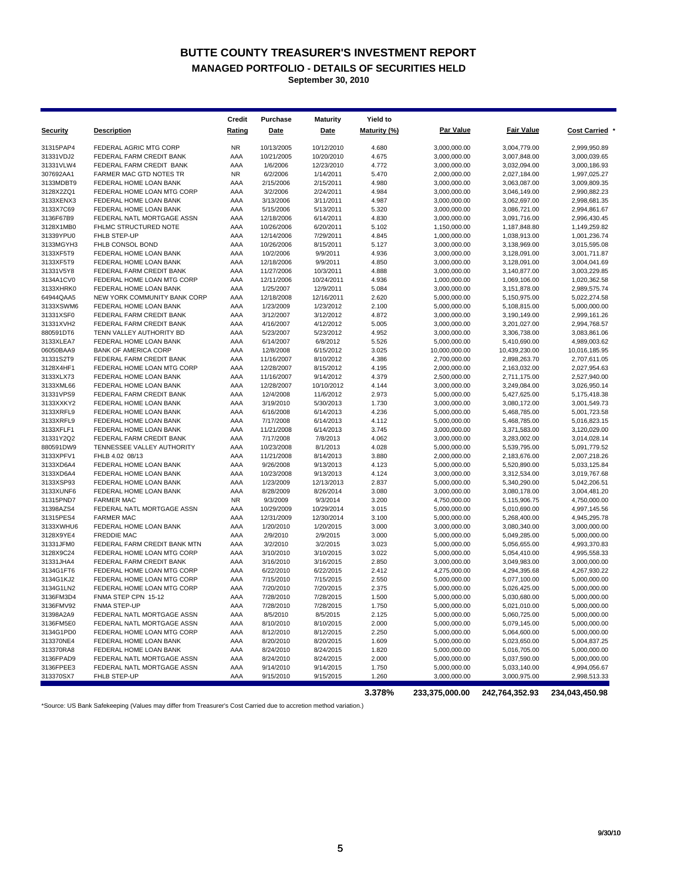# BUTTE COUNTY TREASURER'S INVESTMENT REPORT

## MANAGED PORTFOLIO - DETAILS OF SECURITIES HELD

**September 30, 2010**

| Security | Description | Credit Rating | Purchase Date | Maturity Date | Yield to Maturity (%) | Par Value | Fair Value | Cost Carried * |
|---|---|---|---|---|---|---|---|---|
| 31315PAP4 | FEDERAL AGRIC MTG CORP | NR | 10/13/2005 | 10/12/2010 | 4.680 | 3,000,000.00 | 3,004,779.00 | 2,999,950.89 |
| 31331VDJ2 | FEDERAL FARM CREDIT BANK | AAA | 10/21/2005 | 10/20/2010 | 4.675 | 3,000,000.00 | 3,007,848.00 | 3,000,039.65 |
| 31331VLW4 | FEDERAL FARM CREDIT BANK | AAA | 1/6/2006 | 12/23/2010 | 4.772 | 3,000,000.00 | 3,032,094.00 | 3,000,186.93 |
| 307692AA1 | FARMER MAC GTD NOTES TR | NR | 6/2/2006 | 1/14/2011 | 5.470 | 2,000,000.00 | 2,027,184.00 | 1,997,025.27 |
| 3133MDBT9 | FEDERAL HOME LOAN BANK | AAA | 2/15/2006 | 2/15/2011 | 4.980 | 3,000,000.00 | 3,063,087.00 | 3,009,809.35 |
| 3128X2ZQ1 | FEDERAL HOME LOAN MTG CORP | AAA | 3/2/2006 | 2/24/2011 | 4.984 | 3,000,000.00 | 3,046,149.00 | 2,990,882.23 |
| 3133XENX3 | FEDERAL HOME LOAN BANK | AAA | 3/13/2006 | 3/11/2011 | 4.987 | 3,000,000.00 | 3,062,697.00 | 2,998,681.35 |
| 3133X7C69 | FEDERAL HOME LOAN BANK | AAA | 5/15/2006 | 5/13/2011 | 5.320 | 3,000,000.00 | 3,086,721.00 | 2,994,861.67 |
| 3136F67B9 | FEDERAL NATL MORTGAGE ASSN | AAA | 12/18/2006 | 6/14/2011 | 4.830 | 3,000,000.00 | 3,091,716.00 | 2,996,430.45 |
| 3128X1MB0 | FHLMC STRUCTURED NOTE | AAA | 10/26/2006 | 6/20/2011 | 5.102 | 1,150,000.00 | 1,187,848.80 | 1,149,259.82 |
| 31339YPU0 | FHLB STEP-UP | AAA | 12/14/2006 | 7/29/2011 | 4.845 | 1,000,000.00 | 1,038,913.00 | 1,001,236.74 |
| 3133MGYH3 | FHLB CONSOL BOND | AAA | 10/26/2006 | 8/15/2011 | 5.127 | 3,000,000.00 | 3,138,969.00 | 3,015,595.08 |
| 3133XF5T9 | FEDERAL HOME LOAN BANK | AAA | 10/2/2006 | 9/9/2011 | 4.936 | 3,000,000.00 | 3,128,091.00 | 3,001,711.87 |
| 3133XF5T9 | FEDERAL HOME LOAN BANK | AAA | 12/18/2006 | 9/9/2011 | 4.850 | 3,000,000.00 | 3,128,091.00 | 3,004,041.69 |
| 31331V5Y8 | FEDERAL FARM CREDIT BANK | AAA | 11/27/2006 | 10/3/2011 | 4.888 | 3,000,000.00 | 3,140,877.00 | 3,003,229.85 |
| 3134A1CV0 | FEDERAL HOME LOAN MTG CORP | AAA | 12/11/2006 | 10/24/2011 | 4.936 | 1,000,000.00 | 1,069,106.00 | 1,020,362.58 |
| 3133XHRK0 | FEDERAL HOME LOAN BANK | AAA | 1/25/2007 | 12/9/2011 | 5.084 | 3,000,000.00 | 3,151,878.00 | 2,989,575.74 |
| 64944QAA5 | NEW YORK COMMUNITY BANK CORP | AAA | 12/18/2008 | 12/16/2011 | 2.620 | 5,000,000.00 | 5,150,975.00 | 5,022,274.58 |
| 3133XSWM6 | FEDERAL HOME LOAN BANK | AAA | 1/23/2009 | 1/23/2012 | 2.100 | 5,000,000.00 | 5,108,815.00 | 5,000,000.00 |
| 31331XSF0 | FEDERAL FARM CREDIT BANK | AAA | 3/12/2007 | 3/12/2012 | 4.872 | 3,000,000.00 | 3,190,149.00 | 2,999,161.26 |
| 31331XVH2 | FEDERAL FARM CREDIT BANK | AAA | 4/16/2007 | 4/12/2012 | 5.005 | 3,000,000.00 | 3,201,027.00 | 2,994,768.57 |
| 880591DT6 | TENN VALLEY AUTHORITY BD | AAA | 5/23/2007 | 5/23/2012 | 4.952 | 3,000,000.00 | 3,306,738.00 | 3,083,861.06 |
| 3133XLEA7 | FEDERAL HOME LOAN BANK | AAA | 6/14/2007 | 6/8/2012 | 5.526 | 5,000,000.00 | 5,410,690.00 | 4,989,003.62 |
| 06050BAA9 | BANK OF AMERICA CORP | AAA | 12/8/2008 | 6/15/2012 | 3.025 | 10,000,000.00 | 10,439,230.00 | 10,016,185.95 |
| 31331S2T9 | FEDERAL FARM CREDIT BANK | AAA | 11/16/2007 | 8/10/2012 | 4.386 | 2,700,000.00 | 2,898,263.70 | 2,707,611.05 |
| 3128X4HF1 | FEDERAL HOME LOAN MTG CORP | AAA | 12/28/2007 | 8/15/2012 | 4.195 | 2,000,000.00 | 2,163,032.00 | 2,027,954.63 |
| 3133XLX73 | FEDERAL HOME LOAN BANK | AAA | 11/16/2007 | 9/14/2012 | 4.379 | 2,500,000.00 | 2,711,175.00 | 2,527,940.00 |
| 3133XML66 | FEDERAL HOME LOAN BANK | AAA | 12/28/2007 | 10/10/2012 | 4.144 | 3,000,000.00 | 3,249,084.00 | 3,026,950.14 |
| 31331VPS9 | FEDERAL FARM CREDIT BANK | AAA | 12/4/2008 | 11/6/2012 | 2.973 | 5,000,000.00 | 5,427,625.00 | 5,175,418.38 |
| 3133XXKY2 | FEDERAL HOME LOAN BANK | AAA | 3/19/2010 | 5/30/2013 | 1.730 | 3,000,000.00 | 3,080,172.00 | 3,001,549.73 |
| 3133XRFL9 | FEDERAL HOME LOAN BANK | AAA | 6/16/2008 | 6/14/2013 | 4.236 | 5,000,000.00 | 5,468,785.00 | 5,001,723.58 |
| 3133XRFL9 | FEDERAL HOME LOAN BANK | AAA | 7/17/2008 | 6/14/2013 | 4.112 | 5,000,000.00 | 5,468,785.00 | 5,016,823.15 |
| 3133XFLF1 | FEDERAL HOME LOAN BANK | AAA | 11/21/2008 | 6/14/2013 | 3.745 | 3,000,000.00 | 3,371,583.00 | 3,120,029.00 |
| 31331Y2Q2 | FEDERAL FARM CREDIT BANK | AAA | 7/17/2008 | 7/8/2013 | 4.062 | 3,000,000.00 | 3,283,002.00 | 3,014,028.14 |
| 880591DW9 | TENNESSEE VALLEY AUTHORITY | AAA | 10/23/2008 | 8/1/2013 | 4.028 | 5,000,000.00 | 5,539,795.00 | 5,091,779.52 |
| 3133XPFV1 | FHLB 4.02 08/13 | AAA | 11/21/2008 | 8/14/2013 | 3.880 | 2,000,000.00 | 2,183,676.00 | 2,007,218.26 |
| 3133XD6A4 | FEDERAL HOME LOAN BANK | AAA | 9/26/2008 | 9/13/2013 | 4.123 | 5,000,000.00 | 5,520,890.00 | 5,033,125.84 |
| 3133XD6A4 | FEDERAL HOME LOAN BANK | AAA | 10/23/2008 | 9/13/2013 | 4.124 | 3,000,000.00 | 3,312,534.00 | 3,019,767.68 |
| 3133XSP93 | FEDERAL HOME LOAN BANK | AAA | 1/23/2009 | 12/13/2013 | 2.837 | 5,000,000.00 | 5,340,290.00 | 5,042,206.51 |
| 3133XUNF6 | FEDERAL HOME LOAN BANK | AAA | 8/28/2009 | 8/26/2014 | 3.080 | 3,000,000.00 | 3,080,178.00 | 3,004,481.20 |
| 31315PND7 | FARMER MAC | NR | 9/3/2009 | 9/3/2014 | 3.200 | 4,750,000.00 | 5,115,906.75 | 4,750,000.00 |
| 31398AZS4 | FEDERAL NATL MORTGAGE ASSN | AAA | 10/29/2009 | 10/29/2014 | 3.015 | 5,000,000.00 | 5,010,690.00 | 4,997,145.56 |
| 31315PES4 | FARMER MAC | AAA | 12/31/2009 | 12/30/2014 | 3.100 | 5,000,000.00 | 5,268,400.00 | 4,945,295.78 |
| 3133XWHU6 | FEDERAL HOME LOAN BANK | AAA | 1/20/2010 | 1/20/2015 | 3.000 | 3,000,000.00 | 3,080,340.00 | 3,000,000.00 |
| 3128X9YE4 | FREDDIE MAC | AAA | 2/9/2010 | 2/9/2015 | 3.000 | 5,000,000.00 | 5,049,285.00 | 5,000,000.00 |
| 31331JFM0 | FEDERAL FARM CREDIT BANK MTN | AAA | 3/2/2010 | 3/2/2015 | 3.023 | 5,000,000.00 | 5,056,655.00 | 4,993,370.83 |
| 3128X9C24 | FEDERAL HOME LOAN MTG CORP | AAA | 3/10/2010 | 3/10/2015 | 3.022 | 5,000,000.00 | 5,054,410.00 | 4,995,558.33 |
| 31331JHA4 | FEDERAL FARM CREDIT BANK | AAA | 3/16/2010 | 3/16/2015 | 2.850 | 3,000,000.00 | 3,049,983.00 | 3,000,000.00 |
| 3134G1FT6 | FEDERAL HOME LOAN MTG CORP | AAA | 6/22/2010 | 6/22/2015 | 2.412 | 4,275,000.00 | 4,294,395.68 | 4,267,930.22 |
| 3134G1KJ2 | FEDERAL HOME LOAN MTG CORP | AAA | 7/15/2010 | 7/15/2015 | 2.550 | 5,000,000.00 | 5,077,100.00 | 5,000,000.00 |
| 3134G1LN2 | FEDERAL HOME LOAN MTG CORP | AAA | 7/20/2010 | 7/20/2015 | 2.375 | 5,000,000.00 | 5,026,425.00 | 5,000,000.00 |
| 3136FM3D4 | FNMA STEP CPN 15-12 | AAA | 7/28/2010 | 7/28/2015 | 1.500 | 5,000,000.00 | 5,030,680.00 | 5,000,000.00 |
| 3136FMV92 | FNMA STEP-UP | AAA | 7/28/2010 | 7/28/2015 | 1.750 | 5,000,000.00 | 5,021,010.00 | 5,000,000.00 |
| 31398A2A9 | FEDERAL NATL MORTGAGE ASSN | AAA | 8/5/2010 | 8/5/2015 | 2.125 | 5,000,000.00 | 5,060,725.00 | 5,000,000.00 |
| 3136FM5E0 | FEDERAL NATL MORTGAGE ASSN | AAA | 8/10/2010 | 8/10/2015 | 2.000 | 5,000,000.00 | 5,079,145.00 | 5,000,000.00 |
| 3134G1PD0 | FEDERAL HOME LOAN MTG CORP | AAA | 8/12/2010 | 8/12/2015 | 2.250 | 5,000,000.00 | 5,064,600.00 | 5,000,000.00 |
| 313370NE4 | FEDERAL HOME LOAN BANK | AAA | 8/20/2010 | 8/20/2015 | 1.609 | 5,000,000.00 | 5,023,650.00 | 5,004,837.25 |
| 313370RA8 | FEDERAL HOME LOAN BANK | AAA | 8/24/2010 | 8/24/2015 | 1.820 | 5,000,000.00 | 5,016,705.00 | 5,000,000.00 |
| 3136FPAD9 | FEDERAL NATL MORTGAGE ASSN | AAA | 8/24/2010 | 8/24/2015 | 2.000 | 5,000,000.00 | 5,037,590.00 | 5,000,000.00 |
| 3136FPEE3 | FEDERAL NATL MORTGAGE ASSN | AAA | 9/14/2010 | 9/14/2015 | 1.750 | 5,000,000.00 | 5,033,140.00 | 4,994,056.67 |
| 313370SX7 | FHLB STEP-UP | AAA | 9/15/2010 | 9/15/2015 | 1.260 | 3,000,000.00 | 3,000,975.00 | 2,998,513.33 |
| | | | | | **3.378%** | **233,375,000.00** | **242,764,352.93** | **234,043,450.98** |

*Source: US Bank Safekeeping (Values may differ from Treasurer's Cost Carried due to accretion method variation.)